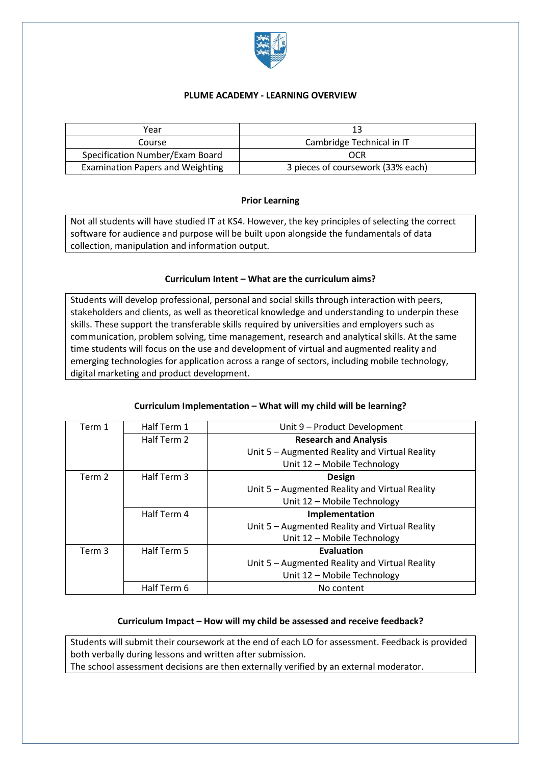## PLUME ACADEMY - LEARNING OVERVIEW

| Year | 13 |
|---|---|
| Course | Cambridge Technical in IT |
| Specification Number/Exam Board | OCR |
| Examination Papers and Weighting | 3 pieces of coursework (33% each) |

### Prior Learning

Not all students will have studied IT at KS4. However, the key principles of selecting the correct software for audience and purpose will be built upon alongside the fundamentals of data collection, manipulation and information output.

### Curriculum Intent – What are the curriculum aims?

Students will develop professional, personal and social skills through interaction with peers, stakeholders and clients, as well as theoretical knowledge and understanding to underpin these skills. These support the transferable skills required by universities and employers such as communication, problem solving, time management, research and analytical skills. At the same time students will focus on the use and development of virtual and augmented reality and emerging technologies for application across a range of sectors, including mobile technology, digital marketing and product development.

### Curriculum Implementation – What will my child will be learning?

| Term | Half Term | Content |
|---|---|---|
| Term 1 | Half Term 1 | Unit 9 – Product Development |
| | Half Term 2 | **Research and Analysis**<br>Unit 5 – Augmented Reality and Virtual Reality<br>Unit 12 – Mobile Technology |
| Term 2 | Half Term 3 | **Design**<br>Unit 5 – Augmented Reality and Virtual Reality<br>Unit 12 – Mobile Technology |
| | Half Term 4 | **Implementation**<br>Unit 5 – Augmented Reality and Virtual Reality<br>Unit 12 – Mobile Technology |
| Term 3 | Half Term 5 | **Evaluation**<br>Unit 5 – Augmented Reality and Virtual Reality<br>Unit 12 – Mobile Technology |
| | Half Term 6 | No content |

### Curriculum Impact – How will my child be assessed and receive feedback?

Students will submit their coursework at the end of each LO for assessment. Feedback is provided both verbally during lessons and written after submission.
The school assessment decisions are then externally verified by an external moderator.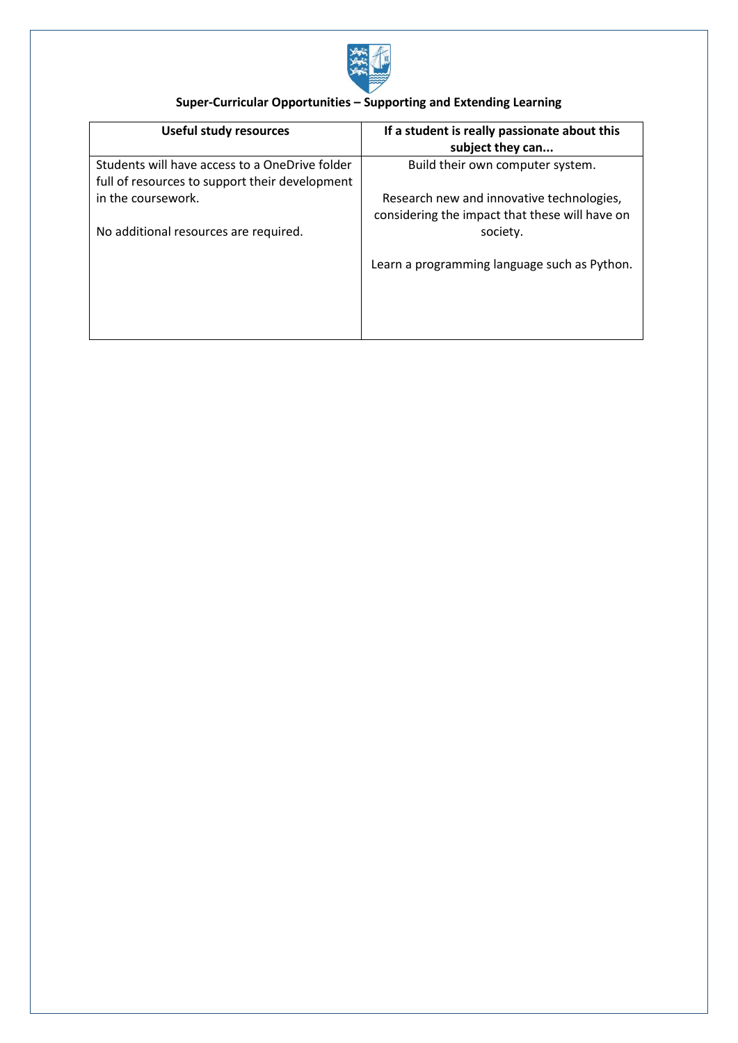**Super-Curricular Opportunities – Supporting and Extending Learning**

| Useful study resources | If a student is really passionate about this subject they can... |
|---|---|
| Students will have access to a OneDrive folder full of resources to support their development in the coursework.<br><br>No additional resources are required. | Build their own computer system.<br><br>Research new and innovative technologies, considering the impact that these will have on society.<br><br>Learn a programming language such as Python. |